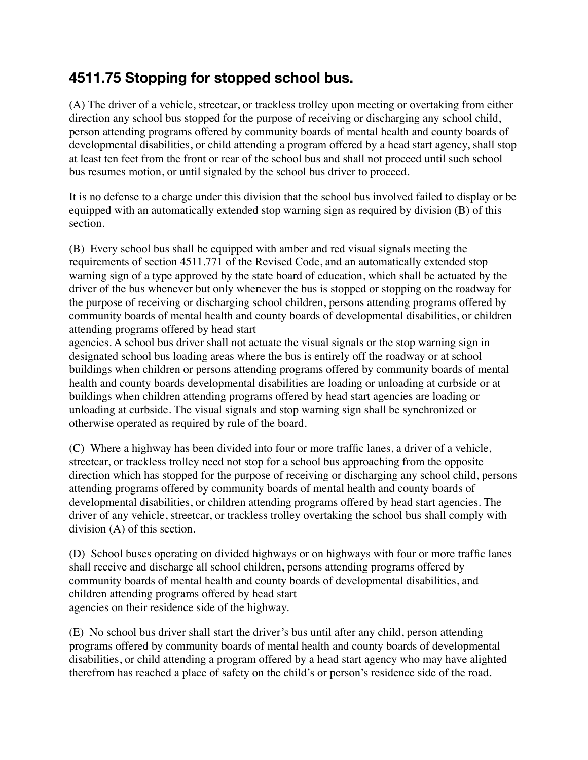## 4511.75 Stopping for stopped school bus.

(A) The driver of a vehicle, streetcar, or trackless trolley upon meeting or overtaking from either direction any school bus stopped for the purpose of receiving or discharging any school child, person attending programs offered by community boards of mental health and county boards of developmental disabilities, or child attending a program offered by a head start agency, shall stop at least ten feet from the front or rear of the school bus and shall not proceed until such school bus resumes motion, or until signaled by the school bus driver to proceed.

It is no defense to a charge under this division that the school bus involved failed to display or be equipped with an automatically extended stop warning sign as required by division (B) of this section.

(B) Every school bus shall be equipped with amber and red visual signals meeting the requirements of section 4511.771 of the Revised Code, and an automatically extended stop warning sign of a type approved by the state board of education, which shall be actuated by the driver of the bus whenever but only whenever the bus is stopped or stopping on the roadway for the purpose of receiving or discharging school children, persons attending programs offered by community boards of mental health and county boards of developmental disabilities, or children attending programs offered by head start agencies. A school bus driver shall not actuate the visual signals or the stop warning sign in designated school bus loading areas where the bus is entirely off the roadway or at school buildings when children or persons attending programs offered by community boards of mental health and county boards developmental disabilities are loading or unloading at curbside or at buildings when children attending programs offered by head start agencies are loading or unloading at curbside. The visual signals and stop warning sign shall be synchronized or otherwise operated as required by rule of the board.

(C) Where a highway has been divided into four or more traffic lanes, a driver of a vehicle, streetcar, or trackless trolley need not stop for a school bus approaching from the opposite direction which has stopped for the purpose of receiving or discharging any school child, persons attending programs offered by community boards of mental health and county boards of developmental disabilities, or children attending programs offered by head start agencies. The driver of any vehicle, streetcar, or trackless trolley overtaking the school bus shall comply with division (A) of this section.

(D) School buses operating on divided highways or on highways with four or more traffic lanes shall receive and discharge all school children, persons attending programs offered by community boards of mental health and county boards of developmental disabilities, and children attending programs offered by head start agencies on their residence side of the highway.

(E) No school bus driver shall start the driver's bus until after any child, person attending programs offered by community boards of mental health and county boards of developmental disabilities, or child attending a program offered by a head start agency who may have alighted therefrom has reached a place of safety on the child's or person's residence side of the road.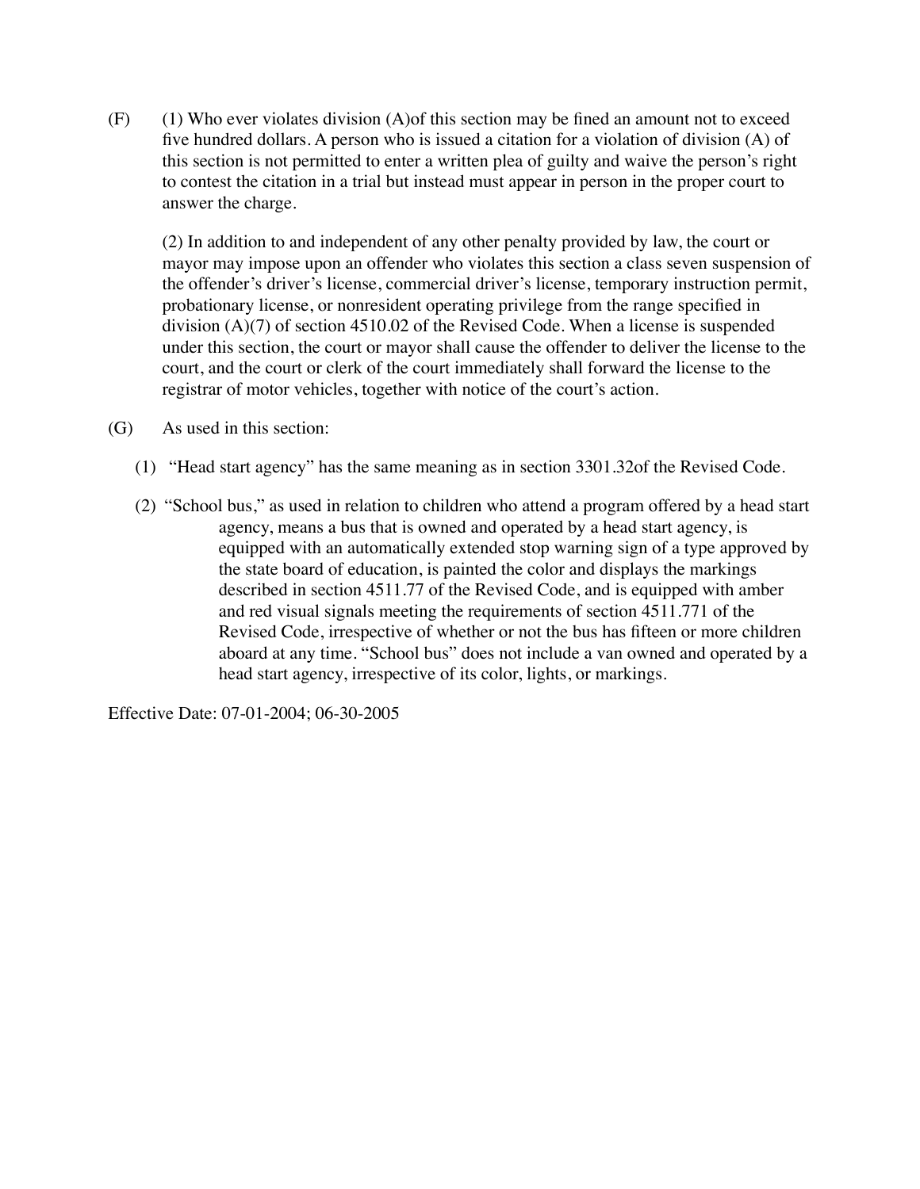(F) (1) Who ever violates division (A)of this section may be fined an amount not to exceed five hundred dollars. A person who is issued a citation for a violation of division (A) of this section is not permitted to enter a written plea of guilty and waive the person's right to contest the citation in a trial but instead must appear in person in the proper court to answer the charge.

(2) In addition to and independent of any other penalty provided by law, the court or mayor may impose upon an offender who violates this section a class seven suspension of the offender's driver's license, commercial driver's license, temporary instruction permit, probationary license, or nonresident operating privilege from the range specified in division (A)(7) of section 4510.02 of the Revised Code. When a license is suspended under this section, the court or mayor shall cause the offender to deliver the license to the court, and the court or clerk of the court immediately shall forward the license to the registrar of motor vehicles, together with notice of the court's action.

(G) As used in this section:

(1) "Head start agency" has the same meaning as in section 3301.32of the Revised Code.

(2) "School bus," as used in relation to children who attend a program offered by a head start agency, means a bus that is owned and operated by a head start agency, is equipped with an automatically extended stop warning sign of a type approved by the state board of education, is painted the color and displays the markings described in section 4511.77 of the Revised Code, and is equipped with amber and red visual signals meeting the requirements of section 4511.771 of the Revised Code, irrespective of whether or not the bus has fifteen or more children aboard at any time. "School bus" does not include a van owned and operated by a head start agency, irrespective of its color, lights, or markings.

Effective Date: 07-01-2004; 06-30-2005